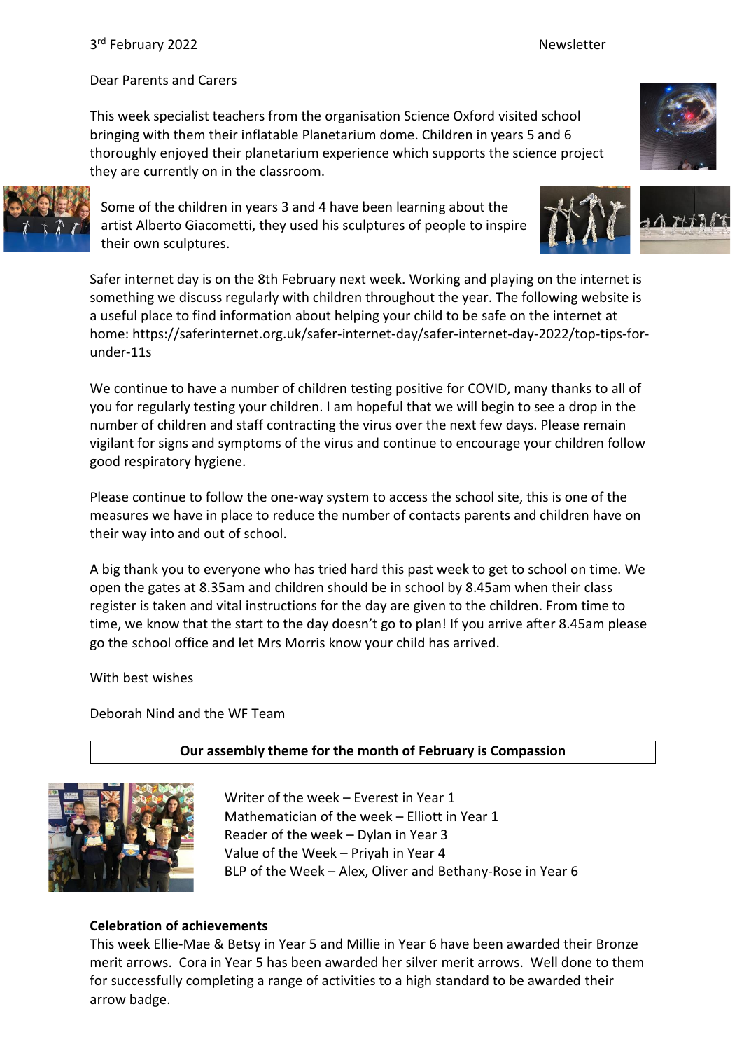3rd February 2022 Newsletter

Dear Parents and Carers

This week specialist teachers from the organisation Science Oxford visited school bringing with them their inflatable Planetarium dome. Children in years 5 and 6 thoroughly enjoyed their planetarium experience which supports the science project they are currently on in the classroom.

Some of the children in years 3 and 4 have been learning about the artist Alberto Giacometti, they used his sculptures of people to inspire their own sculptures.

Safer internet day is on the 8th February next week. Working and playing on the internet is something we discuss regularly with children throughout the year. The following website is a useful place to find information about helping your child to be safe on the internet at home: https://saferinternet.org.uk/safer-internet-day/safer-internet-day-2022/top-tips-for-under-11s

We continue to have a number of children testing positive for COVID, many thanks to all of you for regularly testing your children. I am hopeful that we will begin to see a drop in the number of children and staff contracting the virus over the next few days. Please remain vigilant for signs and symptoms of the virus and continue to encourage your children follow good respiratory hygiene.

Please continue to follow the one-way system to access the school site, this is one of the measures we have in place to reduce the number of contacts parents and children have on their way into and out of school.

A big thank you to everyone who has tried hard this past week to get to school on time. We open the gates at 8.35am and children should be in school by 8.45am when their class register is taken and vital instructions for the day are given to the children. From time to time, we know that the start to the day doesn't go to plan! If you arrive after 8.45am please go the school office and let Mrs Morris know your child has arrived.

With best wishes

Deborah Nind and the WF Team

**Our assembly theme for the month of February is Compassion**

Writer of the week – Everest in Year 1
Mathematician of the week – Elliott in Year 1
Reader of the week – Dylan in Year 3
Value of the Week – Priyah in Year 4
BLP of the Week – Alex, Oliver and Bethany-Rose in Year 6

**Celebration of achievements**

This week Ellie-Mae & Betsy in Year 5 and Millie in Year 6 have been awarded their Bronze merit arrows. Cora in Year 5 has been awarded her silver merit arrows. Well done to them for successfully completing a range of activities to a high standard to be awarded their arrow badge.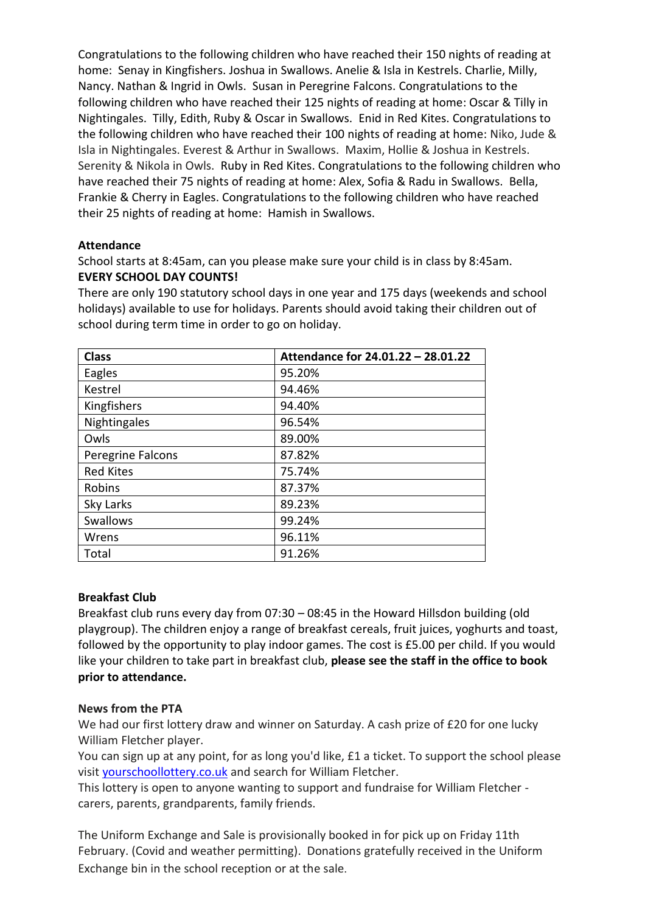Congratulations to the following children who have reached their 150 nights of reading at home: Senay in Kingfishers. Joshua in Swallows. Anelie & Isla in Kestrels. Charlie, Milly, Nancy. Nathan & Ingrid in Owls. Susan in Peregrine Falcons. Congratulations to the following children who have reached their 125 nights of reading at home: Oscar & Tilly in Nightingales. Tilly, Edith, Ruby & Oscar in Swallows. Enid in Red Kites. Congratulations to the following children who have reached their 100 nights of reading at home: Niko, Jude & Isla in Nightingales. Everest & Arthur in Swallows. Maxim, Hollie & Joshua in Kestrels. Serenity & Nikola in Owls. Ruby in Red Kites. Congratulations to the following children who have reached their 75 nights of reading at home: Alex, Sofia & Radu in Swallows. Bella, Frankie & Cherry in Eagles. Congratulations to the following children who have reached their 25 nights of reading at home: Hamish in Swallows.

**Attendance**

School starts at 8:45am, can you please make sure your child is in class by 8:45am.
**EVERY SCHOOL DAY COUNTS!**

There are only 190 statutory school days in one year and 175 days (weekends and school holidays) available to use for holidays. Parents should avoid taking their children out of school during term time in order to go on holiday.

| Class | Attendance for 24.01.22 – 28.01.22 |
|---|---|
| Eagles | 95.20% |
| Kestrel | 94.46% |
| Kingfishers | 94.40% |
| Nightingales | 96.54% |
| Owls | 89.00% |
| Peregrine Falcons | 87.82% |
| Red Kites | 75.74% |
| Robins | 87.37% |
| Sky Larks | 89.23% |
| Swallows | 99.24% |
| Wrens | 96.11% |
| Total | 91.26% |

**Breakfast Club**

Breakfast club runs every day from 07:30 – 08:45 in the Howard Hillsdon building (old playgroup). The children enjoy a range of breakfast cereals, fruit juices, yoghurts and toast, followed by the opportunity to play indoor games. The cost is £5.00 per child. If you would like your children to take part in breakfast club, **please see the staff in the office to book prior to attendance.**

**News from the PTA**

We had our first lottery draw and winner on Saturday. A cash prize of £20 for one lucky William Fletcher player.

You can sign up at any point, for as long you'd like, £1 a ticket. To support the school please visit yourschoollottery.co.uk and search for William Fletcher.

This lottery is open to anyone wanting to support and fundraise for William Fletcher - carers, parents, grandparents, family friends.

The Uniform Exchange and Sale is provisionally booked in for pick up on Friday 11th February. (Covid and weather permitting). Donations gratefully received in the Uniform Exchange bin in the school reception or at the sale.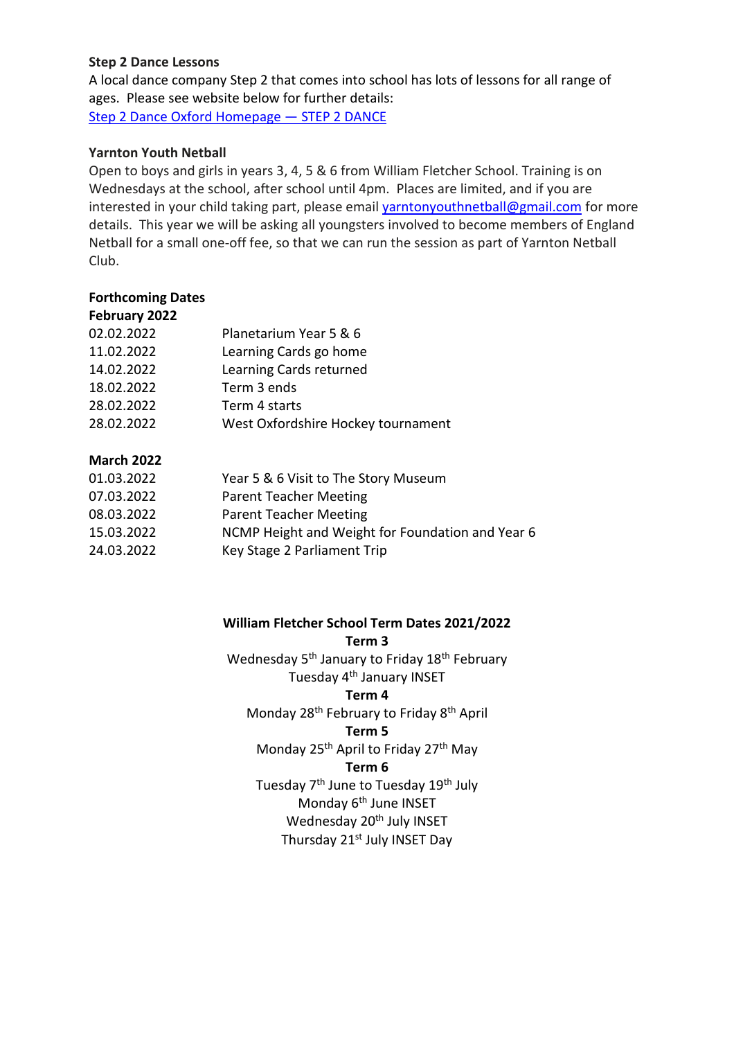**Step 2 Dance Lessons**

A local dance company Step 2 that comes into school has lots of lessons for all range of ages. Please see website below for further details:

[Step 2 Dance Oxford Homepage — STEP 2 DANCE]

**Yarnton Youth Netball**

Open to boys and girls in years 3, 4, 5 & 6 from William Fletcher School. Training is on Wednesdays at the school, after school until 4pm. Places are limited, and if you are interested in your child taking part, please email yarntonyouthnetball@gmail.com for more details. This year we will be asking all youngsters involved to become members of England Netball for a small one-off fee, so that we can run the session as part of Yarnton Netball Club.

**Forthcoming Dates**

**February 2022**

| | |
|---|---|
| 02.02.2022 | Planetarium Year 5 & 6 |
| 11.02.2022 | Learning Cards go home |
| 14.02.2022 | Learning Cards returned |
| 18.02.2022 | Term 3 ends |
| 28.02.2022 | Term 4 starts |
| 28.02.2022 | West Oxfordshire Hockey tournament |

**March 2022**

| | |
|---|---|
| 01.03.2022 | Year 5 & 6 Visit to The Story Museum |
| 07.03.2022 | Parent Teacher Meeting |
| 08.03.2022 | Parent Teacher Meeting |
| 15.03.2022 | NCMP Height and Weight for Foundation and Year 6 |
| 24.03.2022 | Key Stage 2 Parliament Trip |

**William Fletcher School Term Dates 2021/2022**

**Term 3**

Wednesday 5th January to Friday 18th February

Tuesday 4th January INSET

**Term 4**

Monday 28th February to Friday 8th April

**Term 5**

Monday 25th April to Friday 27th May

**Term 6**

Tuesday 7th June to Tuesday 19th July

Monday 6th June INSET

Wednesday 20th July INSET

Thursday 21st July INSET Day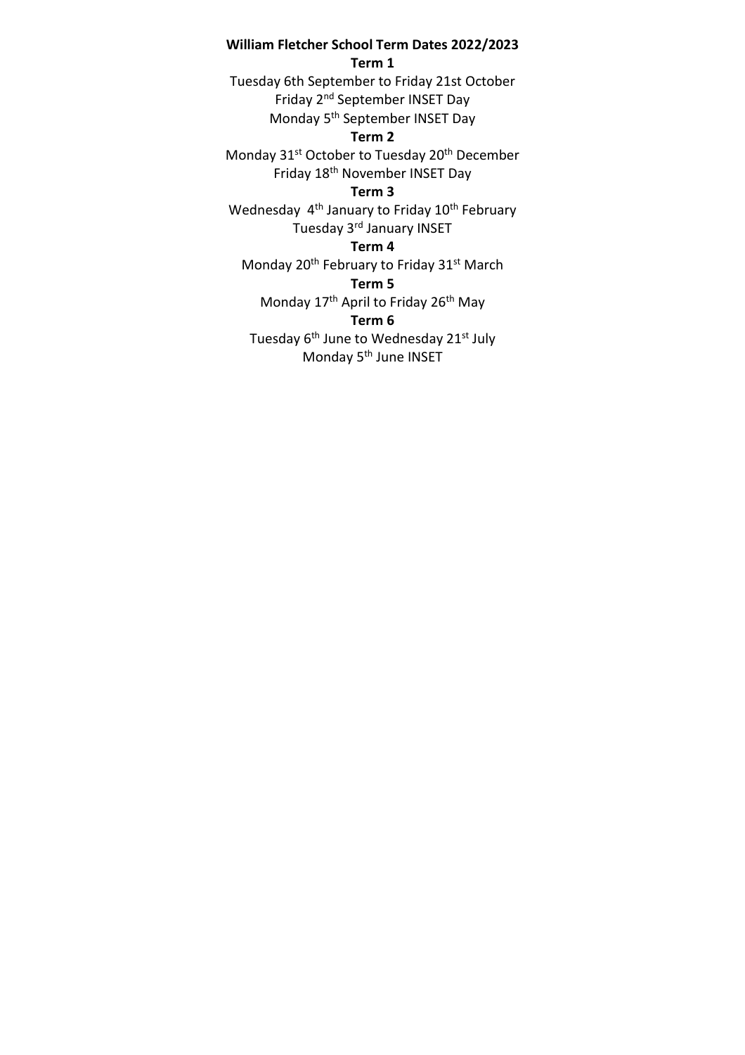**William Fletcher School Term Dates 2022/2023**

**Term 1**

Tuesday 6th September to Friday 21st October

Friday 2nd September INSET Day

Monday 5th September INSET Day

**Term 2**

Monday 31st October to Tuesday 20th December

Friday 18th November INSET Day

**Term 3**

Wednesday 4th January to Friday 10th February

Tuesday 3rd January INSET

**Term 4**

Monday 20th February to Friday 31st March

**Term 5**

Monday 17th April to Friday 26th May

**Term 6**

Tuesday 6th June to Wednesday 21st July

Monday 5th June INSET